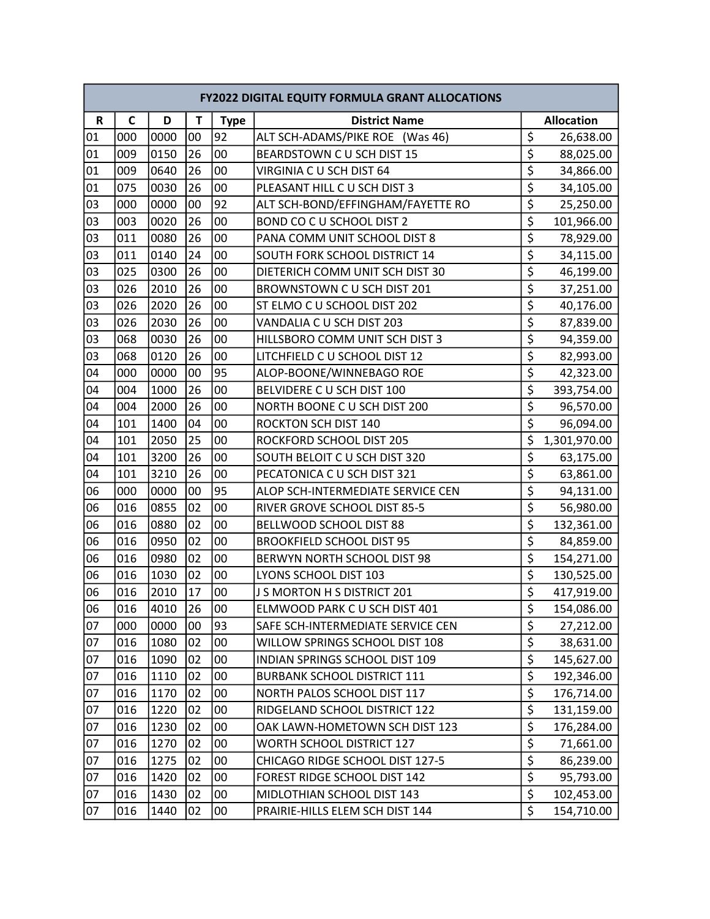| FY2022 DIGITAL EQUITY FORMULA GRANT ALLOCATIONS | | | | | | |
|---|---|---|---|---|---|---|
| R | C | D | T | Type | District Name | Allocation |
| 01 | 000 | 0000 | 00 | 92 | ALT SCH-ADAMS/PIKE ROE (Was 46) | $ 26,638.00 |
| 01 | 009 | 0150 | 26 | 00 | BEARDSTOWN C U SCH DIST 15 | $ 88,025.00 |
| 01 | 009 | 0640 | 26 | 00 | VIRGINIA C U SCH DIST 64 | $ 34,866.00 |
| 01 | 075 | 0030 | 26 | 00 | PLEASANT HILL C U SCH DIST 3 | $ 34,105.00 |
| 03 | 000 | 0000 | 00 | 92 | ALT SCH-BOND/EFFINGHAM/FAYETTE RO | $ 25,250.00 |
| 03 | 003 | 0020 | 26 | 00 | BOND CO C U SCHOOL DIST 2 | $ 101,966.00 |
| 03 | 011 | 0080 | 26 | 00 | PANA COMM UNIT SCHOOL DIST 8 | $ 78,929.00 |
| 03 | 011 | 0140 | 24 | 00 | SOUTH FORK SCHOOL DISTRICT 14 | $ 34,115.00 |
| 03 | 025 | 0300 | 26 | 00 | DIETERICH COMM UNIT SCH DIST 30 | $ 46,199.00 |
| 03 | 026 | 2010 | 26 | 00 | BROWNSTOWN C U SCH DIST 201 | $ 37,251.00 |
| 03 | 026 | 2020 | 26 | 00 | ST ELMO C U SCHOOL DIST 202 | $ 40,176.00 |
| 03 | 026 | 2030 | 26 | 00 | VANDALIA C U SCH DIST 203 | $ 87,839.00 |
| 03 | 068 | 0030 | 26 | 00 | HILLSBORO COMM UNIT SCH DIST 3 | $ 94,359.00 |
| 03 | 068 | 0120 | 26 | 00 | LITCHFIELD C U SCHOOL DIST 12 | $ 82,993.00 |
| 04 | 000 | 0000 | 00 | 95 | ALOP-BOONE/WINNEBAGO ROE | $ 42,323.00 |
| 04 | 004 | 1000 | 26 | 00 | BELVIDERE C U SCH DIST 100 | $ 393,754.00 |
| 04 | 004 | 2000 | 26 | 00 | NORTH BOONE C U SCH DIST 200 | $ 96,570.00 |
| 04 | 101 | 1400 | 04 | 00 | ROCKTON SCH DIST 140 | $ 96,094.00 |
| 04 | 101 | 2050 | 25 | 00 | ROCKFORD SCHOOL DIST 205 | $ 1,301,970.00 |
| 04 | 101 | 3200 | 26 | 00 | SOUTH BELOIT C U SCH DIST 320 | $ 63,175.00 |
| 04 | 101 | 3210 | 26 | 00 | PECATONICA C U SCH DIST 321 | $ 63,861.00 |
| 06 | 000 | 0000 | 00 | 95 | ALOP SCH-INTERMEDIATE SERVICE CEN | $ 94,131.00 |
| 06 | 016 | 0855 | 02 | 00 | RIVER GROVE SCHOOL DIST 85-5 | $ 56,980.00 |
| 06 | 016 | 0880 | 02 | 00 | BELLWOOD SCHOOL DIST 88 | $ 132,361.00 |
| 06 | 016 | 0950 | 02 | 00 | BROOKFIELD SCHOOL DIST 95 | $ 84,859.00 |
| 06 | 016 | 0980 | 02 | 00 | BERWYN NORTH SCHOOL DIST 98 | $ 154,271.00 |
| 06 | 016 | 1030 | 02 | 00 | LYONS SCHOOL DIST 103 | $ 130,525.00 |
| 06 | 016 | 2010 | 17 | 00 | J S MORTON H S DISTRICT 201 | $ 417,919.00 |
| 06 | 016 | 4010 | 26 | 00 | ELMWOOD PARK C U SCH DIST 401 | $ 154,086.00 |
| 07 | 000 | 0000 | 00 | 93 | SAFE SCH-INTERMEDIATE SERVICE CEN | $ 27,212.00 |
| 07 | 016 | 1080 | 02 | 00 | WILLOW SPRINGS SCHOOL DIST 108 | $ 38,631.00 |
| 07 | 016 | 1090 | 02 | 00 | INDIAN SPRINGS SCHOOL DIST 109 | $ 145,627.00 |
| 07 | 016 | 1110 | 02 | 00 | BURBANK SCHOOL DISTRICT 111 | $ 192,346.00 |
| 07 | 016 | 1170 | 02 | 00 | NORTH PALOS SCHOOL DIST 117 | $ 176,714.00 |
| 07 | 016 | 1220 | 02 | 00 | RIDGELAND SCHOOL DISTRICT 122 | $ 131,159.00 |
| 07 | 016 | 1230 | 02 | 00 | OAK LAWN-HOMETOWN SCH DIST 123 | $ 176,284.00 |
| 07 | 016 | 1270 | 02 | 00 | WORTH SCHOOL DISTRICT 127 | $ 71,661.00 |
| 07 | 016 | 1275 | 02 | 00 | CHICAGO RIDGE SCHOOL DIST 127-5 | $ 86,239.00 |
| 07 | 016 | 1420 | 02 | 00 | FOREST RIDGE SCHOOL DIST 142 | $ 95,793.00 |
| 07 | 016 | 1430 | 02 | 00 | MIDLOTHIAN SCHOOL DIST 143 | $ 102,453.00 |
| 07 | 016 | 1440 | 02 | 00 | PRAIRIE-HILLS ELEM SCH DIST 144 | $ 154,710.00 |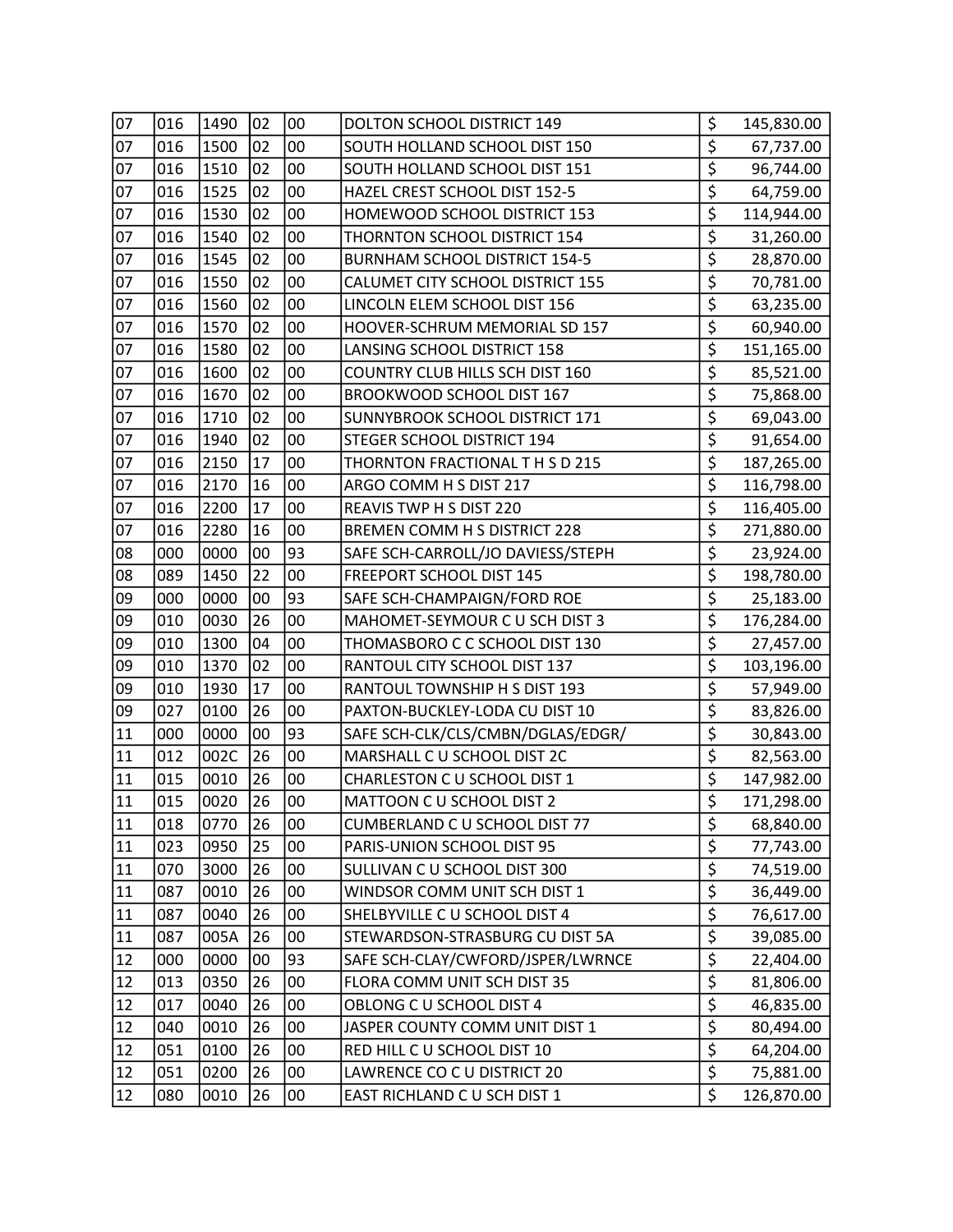| | | | | | | | |
|---|---|---|---|---|---|---|---|
| 07 | 016 | 1490 | 02 | 00 | DOLTON SCHOOL DISTRICT 149 | $ | 145,830.00 |
| 07 | 016 | 1500 | 02 | 00 | SOUTH HOLLAND SCHOOL DIST 150 | $ | 67,737.00 |
| 07 | 016 | 1510 | 02 | 00 | SOUTH HOLLAND SCHOOL DIST 151 | $ | 96,744.00 |
| 07 | 016 | 1525 | 02 | 00 | HAZEL CREST SCHOOL DIST 152-5 | $ | 64,759.00 |
| 07 | 016 | 1530 | 02 | 00 | HOMEWOOD SCHOOL DISTRICT 153 | $ | 114,944.00 |
| 07 | 016 | 1540 | 02 | 00 | THORNTON SCHOOL DISTRICT 154 | $ | 31,260.00 |
| 07 | 016 | 1545 | 02 | 00 | BURNHAM SCHOOL DISTRICT 154-5 | $ | 28,870.00 |
| 07 | 016 | 1550 | 02 | 00 | CALUMET CITY SCHOOL DISTRICT 155 | $ | 70,781.00 |
| 07 | 016 | 1560 | 02 | 00 | LINCOLN ELEM SCHOOL DIST 156 | $ | 63,235.00 |
| 07 | 016 | 1570 | 02 | 00 | HOOVER-SCHRUM MEMORIAL SD 157 | $ | 60,940.00 |
| 07 | 016 | 1580 | 02 | 00 | LANSING SCHOOL DISTRICT 158 | $ | 151,165.00 |
| 07 | 016 | 1600 | 02 | 00 | COUNTRY CLUB HILLS SCH DIST 160 | $ | 85,521.00 |
| 07 | 016 | 1670 | 02 | 00 | BROOKWOOD SCHOOL DIST 167 | $ | 75,868.00 |
| 07 | 016 | 1710 | 02 | 00 | SUNNYBROOK SCHOOL DISTRICT 171 | $ | 69,043.00 |
| 07 | 016 | 1940 | 02 | 00 | STEGER SCHOOL DISTRICT 194 | $ | 91,654.00 |
| 07 | 016 | 2150 | 17 | 00 | THORNTON FRACTIONAL T H S D 215 | $ | 187,265.00 |
| 07 | 016 | 2170 | 16 | 00 | ARGO COMM H S DIST 217 | $ | 116,798.00 |
| 07 | 016 | 2200 | 17 | 00 | REAVIS TWP H S DIST 220 | $ | 116,405.00 |
| 07 | 016 | 2280 | 16 | 00 | BREMEN COMM H S DISTRICT 228 | $ | 271,880.00 |
| 08 | 000 | 0000 | 00 | 93 | SAFE SCH-CARROLL/JO DAVIESS/STEPH | $ | 23,924.00 |
| 08 | 089 | 1450 | 22 | 00 | FREEPORT SCHOOL DIST 145 | $ | 198,780.00 |
| 09 | 000 | 0000 | 00 | 93 | SAFE SCH-CHAMPAIGN/FORD ROE | $ | 25,183.00 |
| 09 | 010 | 0030 | 26 | 00 | MAHOMET-SEYMOUR C U SCH DIST 3 | $ | 176,284.00 |
| 09 | 010 | 1300 | 04 | 00 | THOMASBORO C C SCHOOL DIST 130 | $ | 27,457.00 |
| 09 | 010 | 1370 | 02 | 00 | RANTOUL CITY SCHOOL DIST 137 | $ | 103,196.00 |
| 09 | 010 | 1930 | 17 | 00 | RANTOUL TOWNSHIP H S DIST 193 | $ | 57,949.00 |
| 09 | 027 | 0100 | 26 | 00 | PAXTON-BUCKLEY-LODA CU DIST 10 | $ | 83,826.00 |
| 11 | 000 | 0000 | 00 | 93 | SAFE SCH-CLK/CLS/CMBN/DGLAS/EDGR/ | $ | 30,843.00 |
| 11 | 012 | 002C | 26 | 00 | MARSHALL C U SCHOOL DIST 2C | $ | 82,563.00 |
| 11 | 015 | 0010 | 26 | 00 | CHARLESTON C U SCHOOL DIST 1 | $ | 147,982.00 |
| 11 | 015 | 0020 | 26 | 00 | MATTOON C U SCHOOL DIST 2 | $ | 171,298.00 |
| 11 | 018 | 0770 | 26 | 00 | CUMBERLAND C U SCHOOL DIST 77 | $ | 68,840.00 |
| 11 | 023 | 0950 | 25 | 00 | PARIS-UNION SCHOOL DIST 95 | $ | 77,743.00 |
| 11 | 070 | 3000 | 26 | 00 | SULLIVAN C U SCHOOL DIST 300 | $ | 74,519.00 |
| 11 | 087 | 0010 | 26 | 00 | WINDSOR COMM UNIT SCH DIST 1 | $ | 36,449.00 |
| 11 | 087 | 0040 | 26 | 00 | SHELBYVILLE C U SCHOOL DIST 4 | $ | 76,617.00 |
| 11 | 087 | 005A | 26 | 00 | STEWARDSON-STRASBURG CU DIST 5A | $ | 39,085.00 |
| 12 | 000 | 0000 | 00 | 93 | SAFE SCH-CLAY/CWFORD/JSPER/LWRNCE | $ | 22,404.00 |
| 12 | 013 | 0350 | 26 | 00 | FLORA COMM UNIT SCH DIST 35 | $ | 81,806.00 |
| 12 | 017 | 0040 | 26 | 00 | OBLONG C U SCHOOL DIST 4 | $ | 46,835.00 |
| 12 | 040 | 0010 | 26 | 00 | JASPER COUNTY COMM UNIT DIST 1 | $ | 80,494.00 |
| 12 | 051 | 0100 | 26 | 00 | RED HILL C U SCHOOL DIST 10 | $ | 64,204.00 |
| 12 | 051 | 0200 | 26 | 00 | LAWRENCE CO C U DISTRICT 20 | $ | 75,881.00 |
| 12 | 080 | 0010 | 26 | 00 | EAST RICHLAND C U SCH DIST 1 | $ | 126,870.00 |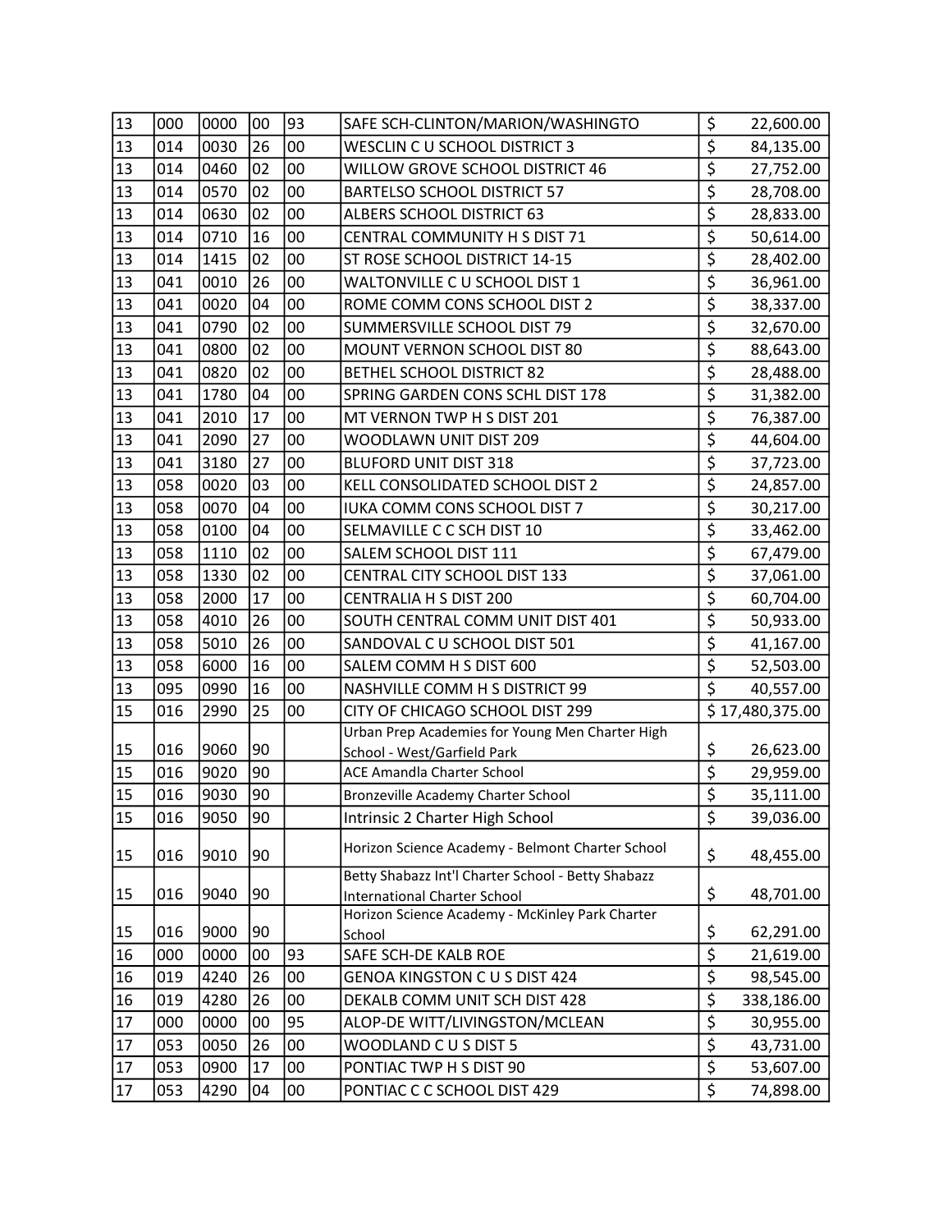| | | | | | | |
|---|---|---|---|---|---|---|
| 13 | 000 | 0000 | 00 | 93 | SAFE SCH-CLINTON/MARION/WASHINGTO | $ 22,600.00 |
| 13 | 014 | 0030 | 26 | 00 | WESCLIN C U SCHOOL DISTRICT 3 | $ 84,135.00 |
| 13 | 014 | 0460 | 02 | 00 | WILLOW GROVE SCHOOL DISTRICT 46 | $ 27,752.00 |
| 13 | 014 | 0570 | 02 | 00 | BARTELSO SCHOOL DISTRICT 57 | $ 28,708.00 |
| 13 | 014 | 0630 | 02 | 00 | ALBERS SCHOOL DISTRICT 63 | $ 28,833.00 |
| 13 | 014 | 0710 | 16 | 00 | CENTRAL COMMUNITY H S DIST 71 | $ 50,614.00 |
| 13 | 014 | 1415 | 02 | 00 | ST ROSE SCHOOL DISTRICT 14-15 | $ 28,402.00 |
| 13 | 041 | 0010 | 26 | 00 | WALTONVILLE C U SCHOOL DIST 1 | $ 36,961.00 |
| 13 | 041 | 0020 | 04 | 00 | ROME COMM CONS SCHOOL DIST 2 | $ 38,337.00 |
| 13 | 041 | 0790 | 02 | 00 | SUMMERSVILLE SCHOOL DIST 79 | $ 32,670.00 |
| 13 | 041 | 0800 | 02 | 00 | MOUNT VERNON SCHOOL DIST 80 | $ 88,643.00 |
| 13 | 041 | 0820 | 02 | 00 | BETHEL SCHOOL DISTRICT 82 | $ 28,488.00 |
| 13 | 041 | 1780 | 04 | 00 | SPRING GARDEN CONS SCHL DIST 178 | $ 31,382.00 |
| 13 | 041 | 2010 | 17 | 00 | MT VERNON TWP H S DIST 201 | $ 76,387.00 |
| 13 | 041 | 2090 | 27 | 00 | WOODLAWN UNIT DIST 209 | $ 44,604.00 |
| 13 | 041 | 3180 | 27 | 00 | BLUFORD UNIT DIST 318 | $ 37,723.00 |
| 13 | 058 | 0020 | 03 | 00 | KELL CONSOLIDATED SCHOOL DIST 2 | $ 24,857.00 |
| 13 | 058 | 0070 | 04 | 00 | IUKA COMM CONS SCHOOL DIST 7 | $ 30,217.00 |
| 13 | 058 | 0100 | 04 | 00 | SELMAVILLE C C SCH DIST 10 | $ 33,462.00 |
| 13 | 058 | 1110 | 02 | 00 | SALEM SCHOOL DIST 111 | $ 67,479.00 |
| 13 | 058 | 1330 | 02 | 00 | CENTRAL CITY SCHOOL DIST 133 | $ 37,061.00 |
| 13 | 058 | 2000 | 17 | 00 | CENTRALIA H S DIST 200 | $ 60,704.00 |
| 13 | 058 | 4010 | 26 | 00 | SOUTH CENTRAL COMM UNIT DIST 401 | $ 50,933.00 |
| 13 | 058 | 5010 | 26 | 00 | SANDOVAL C U SCHOOL DIST 501 | $ 41,167.00 |
| 13 | 058 | 6000 | 16 | 00 | SALEM COMM H S DIST 600 | $ 52,503.00 |
| 13 | 095 | 0990 | 16 | 00 | NASHVILLE COMM H S DISTRICT 99 | $ 40,557.00 |
| 15 | 016 | 2990 | 25 | 00 | CITY OF CHICAGO SCHOOL DIST 299 | $ 17,480,375.00 |
| 15 | 016 | 9060 | 90 | | Urban Prep Academies for Young Men Charter High School - West/Garfield Park | $ 26,623.00 |
| 15 | 016 | 9020 | 90 | | ACE Amandla Charter School | $ 29,959.00 |
| 15 | 016 | 9030 | 90 | | Bronzeville Academy Charter School | $ 35,111.00 |
| 15 | 016 | 9050 | 90 | | Intrinsic 2 Charter High School | $ 39,036.00 |
| 15 | 016 | 9010 | 90 | | Horizon Science Academy - Belmont Charter School | $ 48,455.00 |
| 15 | 016 | 9040 | 90 | | Betty Shabazz Int'l Charter School - Betty Shabazz International Charter School | $ 48,701.00 |
| 15 | 016 | 9000 | 90 | | Horizon Science Academy - McKinley Park Charter School | $ 62,291.00 |
| 16 | 000 | 0000 | 00 | 93 | SAFE SCH-DE KALB ROE | $ 21,619.00 |
| 16 | 019 | 4240 | 26 | 00 | GENOA KINGSTON C U S DIST 424 | $ 98,545.00 |
| 16 | 019 | 4280 | 26 | 00 | DEKALB COMM UNIT SCH DIST 428 | $ 338,186.00 |
| 17 | 000 | 0000 | 00 | 95 | ALOP-DE WITT/LIVINGSTON/MCLEAN | $ 30,955.00 |
| 17 | 053 | 0050 | 26 | 00 | WOODLAND C U S DIST 5 | $ 43,731.00 |
| 17 | 053 | 0900 | 17 | 00 | PONTIAC TWP H S DIST 90 | $ 53,607.00 |
| 17 | 053 | 4290 | 04 | 00 | PONTIAC C C SCHOOL DIST 429 | $ 74,898.00 |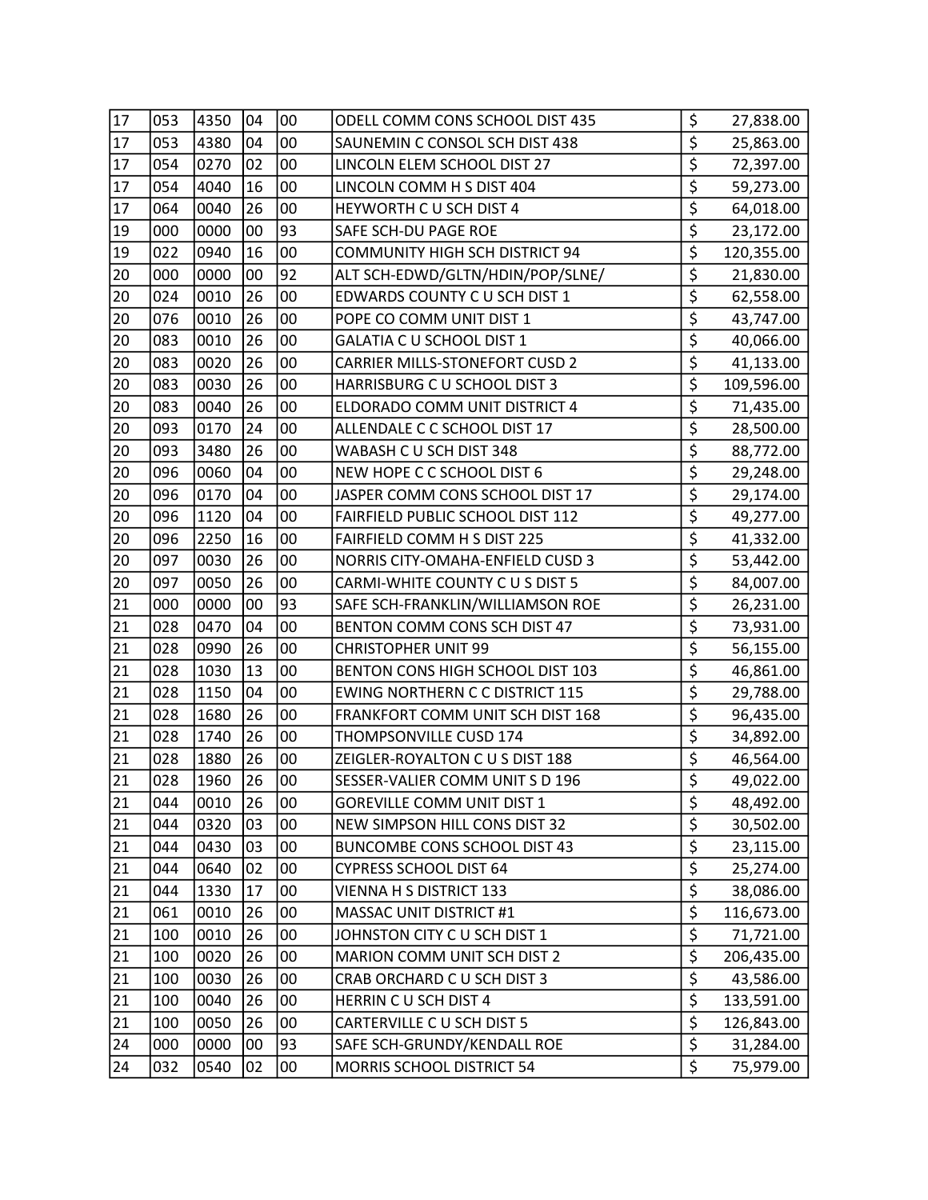| | | | | | | | |
|---|---|---|---|---|---|---|---|
| 17 | 053 | 4350 | 04 | 00 | ODELL COMM CONS SCHOOL DIST 435 | $ | 27,838.00 |
| 17 | 053 | 4380 | 04 | 00 | SAUNEMIN C CONSOL SCH DIST 438 | $ | 25,863.00 |
| 17 | 054 | 0270 | 02 | 00 | LINCOLN ELEM SCHOOL DIST 27 | $ | 72,397.00 |
| 17 | 054 | 4040 | 16 | 00 | LINCOLN COMM H S DIST 404 | $ | 59,273.00 |
| 17 | 064 | 0040 | 26 | 00 | HEYWORTH C U SCH DIST 4 | $ | 64,018.00 |
| 19 | 000 | 0000 | 00 | 93 | SAFE SCH-DU PAGE ROE | $ | 23,172.00 |
| 19 | 022 | 0940 | 16 | 00 | COMMUNITY HIGH SCH DISTRICT 94 | $ | 120,355.00 |
| 20 | 000 | 0000 | 00 | 92 | ALT SCH-EDWD/GLTN/HDIN/POP/SLNE/ | $ | 21,830.00 |
| 20 | 024 | 0010 | 26 | 00 | EDWARDS COUNTY C U SCH DIST 1 | $ | 62,558.00 |
| 20 | 076 | 0010 | 26 | 00 | POPE CO COMM UNIT DIST 1 | $ | 43,747.00 |
| 20 | 083 | 0010 | 26 | 00 | GALATIA C U SCHOOL DIST 1 | $ | 40,066.00 |
| 20 | 083 | 0020 | 26 | 00 | CARRIER MILLS-STONEFORT CUSD 2 | $ | 41,133.00 |
| 20 | 083 | 0030 | 26 | 00 | HARRISBURG C U SCHOOL DIST 3 | $ | 109,596.00 |
| 20 | 083 | 0040 | 26 | 00 | ELDORADO COMM UNIT DISTRICT 4 | $ | 71,435.00 |
| 20 | 093 | 0170 | 24 | 00 | ALLENDALE C C SCHOOL DIST 17 | $ | 28,500.00 |
| 20 | 093 | 3480 | 26 | 00 | WABASH C U SCH DIST 348 | $ | 88,772.00 |
| 20 | 096 | 0060 | 04 | 00 | NEW HOPE C C SCHOOL DIST 6 | $ | 29,248.00 |
| 20 | 096 | 0170 | 04 | 00 | JASPER COMM CONS SCHOOL DIST 17 | $ | 29,174.00 |
| 20 | 096 | 1120 | 04 | 00 | FAIRFIELD PUBLIC SCHOOL DIST 112 | $ | 49,277.00 |
| 20 | 096 | 2250 | 16 | 00 | FAIRFIELD COMM H S DIST 225 | $ | 41,332.00 |
| 20 | 097 | 0030 | 26 | 00 | NORRIS CITY-OMAHA-ENFIELD CUSD 3 | $ | 53,442.00 |
| 20 | 097 | 0050 | 26 | 00 | CARMI-WHITE COUNTY C U S DIST 5 | $ | 84,007.00 |
| 21 | 000 | 0000 | 00 | 93 | SAFE SCH-FRANKLIN/WILLIAMSON ROE | $ | 26,231.00 |
| 21 | 028 | 0470 | 04 | 00 | BENTON COMM CONS SCH DIST 47 | $ | 73,931.00 |
| 21 | 028 | 0990 | 26 | 00 | CHRISTOPHER UNIT 99 | $ | 56,155.00 |
| 21 | 028 | 1030 | 13 | 00 | BENTON CONS HIGH SCHOOL DIST 103 | $ | 46,861.00 |
| 21 | 028 | 1150 | 04 | 00 | EWING NORTHERN C C DISTRICT 115 | $ | 29,788.00 |
| 21 | 028 | 1680 | 26 | 00 | FRANKFORT COMM UNIT SCH DIST 168 | $ | 96,435.00 |
| 21 | 028 | 1740 | 26 | 00 | THOMPSONVILLE CUSD 174 | $ | 34,892.00 |
| 21 | 028 | 1880 | 26 | 00 | ZEIGLER-ROYALTON C U S DIST 188 | $ | 46,564.00 |
| 21 | 028 | 1960 | 26 | 00 | SESSER-VALIER COMM UNIT S D 196 | $ | 49,022.00 |
| 21 | 044 | 0010 | 26 | 00 | GOREVILLE COMM UNIT DIST 1 | $ | 48,492.00 |
| 21 | 044 | 0320 | 03 | 00 | NEW SIMPSON HILL CONS DIST 32 | $ | 30,502.00 |
| 21 | 044 | 0430 | 03 | 00 | BUNCOMBE CONS SCHOOL DIST 43 | $ | 23,115.00 |
| 21 | 044 | 0640 | 02 | 00 | CYPRESS SCHOOL DIST 64 | $ | 25,274.00 |
| 21 | 044 | 1330 | 17 | 00 | VIENNA H S DISTRICT 133 | $ | 38,086.00 |
| 21 | 061 | 0010 | 26 | 00 | MASSAC UNIT DISTRICT #1 | $ | 116,673.00 |
| 21 | 100 | 0010 | 26 | 00 | JOHNSTON CITY C U SCH DIST 1 | $ | 71,721.00 |
| 21 | 100 | 0020 | 26 | 00 | MARION COMM UNIT SCH DIST 2 | $ | 206,435.00 |
| 21 | 100 | 0030 | 26 | 00 | CRAB ORCHARD C U SCH DIST 3 | $ | 43,586.00 |
| 21 | 100 | 0040 | 26 | 00 | HERRIN C U SCH DIST 4 | $ | 133,591.00 |
| 21 | 100 | 0050 | 26 | 00 | CARTERVILLE C U SCH DIST 5 | $ | 126,843.00 |
| 24 | 000 | 0000 | 00 | 93 | SAFE SCH-GRUNDY/KENDALL ROE | $ | 31,284.00 |
| 24 | 032 | 0540 | 02 | 00 | MORRIS SCHOOL DISTRICT 54 | $ | 75,979.00 |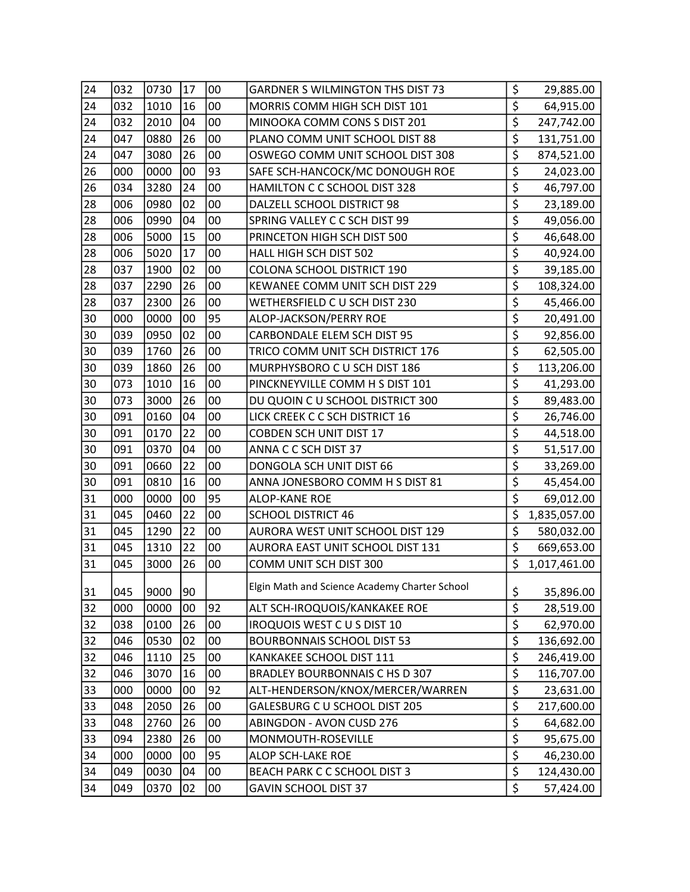| | | | | | | |
|---|---|---|---|---|---|---|
| 24 | 032 | 0730 | 17 | 00 | GARDNER S WILMINGTON THS DIST 73 | $ 29,885.00 |
| 24 | 032 | 1010 | 16 | 00 | MORRIS COMM HIGH SCH DIST 101 | $ 64,915.00 |
| 24 | 032 | 2010 | 04 | 00 | MINOOKA COMM CONS S DIST 201 | $ 247,742.00 |
| 24 | 047 | 0880 | 26 | 00 | PLANO COMM UNIT SCHOOL DIST 88 | $ 131,751.00 |
| 24 | 047 | 3080 | 26 | 00 | OSWEGO COMM UNIT SCHOOL DIST 308 | $ 874,521.00 |
| 26 | 000 | 0000 | 00 | 93 | SAFE SCH-HANCOCK/MC DONOUGH ROE | $ 24,023.00 |
| 26 | 034 | 3280 | 24 | 00 | HAMILTON C C SCHOOL DIST 328 | $ 46,797.00 |
| 28 | 006 | 0980 | 02 | 00 | DALZELL SCHOOL DISTRICT 98 | $ 23,189.00 |
| 28 | 006 | 0990 | 04 | 00 | SPRING VALLEY C C SCH DIST 99 | $ 49,056.00 |
| 28 | 006 | 5000 | 15 | 00 | PRINCETON HIGH SCH DIST 500 | $ 46,648.00 |
| 28 | 006 | 5020 | 17 | 00 | HALL HIGH SCH DIST 502 | $ 40,924.00 |
| 28 | 037 | 1900 | 02 | 00 | COLONA SCHOOL DISTRICT 190 | $ 39,185.00 |
| 28 | 037 | 2290 | 26 | 00 | KEWANEE COMM UNIT SCH DIST 229 | $ 108,324.00 |
| 28 | 037 | 2300 | 26 | 00 | WETHERSFIELD C U SCH DIST 230 | $ 45,466.00 |
| 30 | 000 | 0000 | 00 | 95 | ALOP-JACKSON/PERRY ROE | $ 20,491.00 |
| 30 | 039 | 0950 | 02 | 00 | CARBONDALE ELEM SCH DIST 95 | $ 92,856.00 |
| 30 | 039 | 1760 | 26 | 00 | TRICO COMM UNIT SCH DISTRICT 176 | $ 62,505.00 |
| 30 | 039 | 1860 | 26 | 00 | MURPHYSBORO C U SCH DIST 186 | $ 113,206.00 |
| 30 | 073 | 1010 | 16 | 00 | PINCKNEYVILLE COMM H S DIST 101 | $ 41,293.00 |
| 30 | 073 | 3000 | 26 | 00 | DU QUOIN C U SCHOOL DISTRICT 300 | $ 89,483.00 |
| 30 | 091 | 0160 | 04 | 00 | LICK CREEK C C SCH DISTRICT 16 | $ 26,746.00 |
| 30 | 091 | 0170 | 22 | 00 | COBDEN SCH UNIT DIST 17 | $ 44,518.00 |
| 30 | 091 | 0370 | 04 | 00 | ANNA C C SCH DIST 37 | $ 51,517.00 |
| 30 | 091 | 0660 | 22 | 00 | DONGOLA SCH UNIT DIST 66 | $ 33,269.00 |
| 30 | 091 | 0810 | 16 | 00 | ANNA JONESBORO COMM H S DIST 81 | $ 45,454.00 |
| 31 | 000 | 0000 | 00 | 95 | ALOP-KANE ROE | $ 69,012.00 |
| 31 | 045 | 0460 | 22 | 00 | SCHOOL DISTRICT 46 | $ 1,835,057.00 |
| 31 | 045 | 1290 | 22 | 00 | AURORA WEST UNIT SCHOOL DIST 129 | $ 580,032.00 |
| 31 | 045 | 1310 | 22 | 00 | AURORA EAST UNIT SCHOOL DIST 131 | $ 669,653.00 |
| 31 | 045 | 3000 | 26 | 00 | COMM UNIT SCH DIST 300 | $ 1,017,461.00 |
| 31 | 045 | 9000 | 90 | | Elgin Math and Science Academy Charter School | $ 35,896.00 |
| 32 | 000 | 0000 | 00 | 92 | ALT SCH-IROQUOIS/KANKAKEE ROE | $ 28,519.00 |
| 32 | 038 | 0100 | 26 | 00 | IROQUOIS WEST C U S DIST 10 | $ 62,970.00 |
| 32 | 046 | 0530 | 02 | 00 | BOURBONNAIS SCHOOL DIST 53 | $ 136,692.00 |
| 32 | 046 | 1110 | 25 | 00 | KANKAKEE SCHOOL DIST 111 | $ 246,419.00 |
| 32 | 046 | 3070 | 16 | 00 | BRADLEY BOURBONNAIS C HS D 307 | $ 116,707.00 |
| 33 | 000 | 0000 | 00 | 92 | ALT-HENDERSON/KNOX/MERCER/WARREN | $ 23,631.00 |
| 33 | 048 | 2050 | 26 | 00 | GALESBURG C U SCHOOL DIST 205 | $ 217,600.00 |
| 33 | 048 | 2760 | 26 | 00 | ABINGDON - AVON CUSD 276 | $ 64,682.00 |
| 33 | 094 | 2380 | 26 | 00 | MONMOUTH-ROSEVILLE | $ 95,675.00 |
| 34 | 000 | 0000 | 00 | 95 | ALOP SCH-LAKE ROE | $ 46,230.00 |
| 34 | 049 | 0030 | 04 | 00 | BEACH PARK C C SCHOOL DIST 3 | $ 124,430.00 |
| 34 | 049 | 0370 | 02 | 00 | GAVIN SCHOOL DIST 37 | $ 57,424.00 |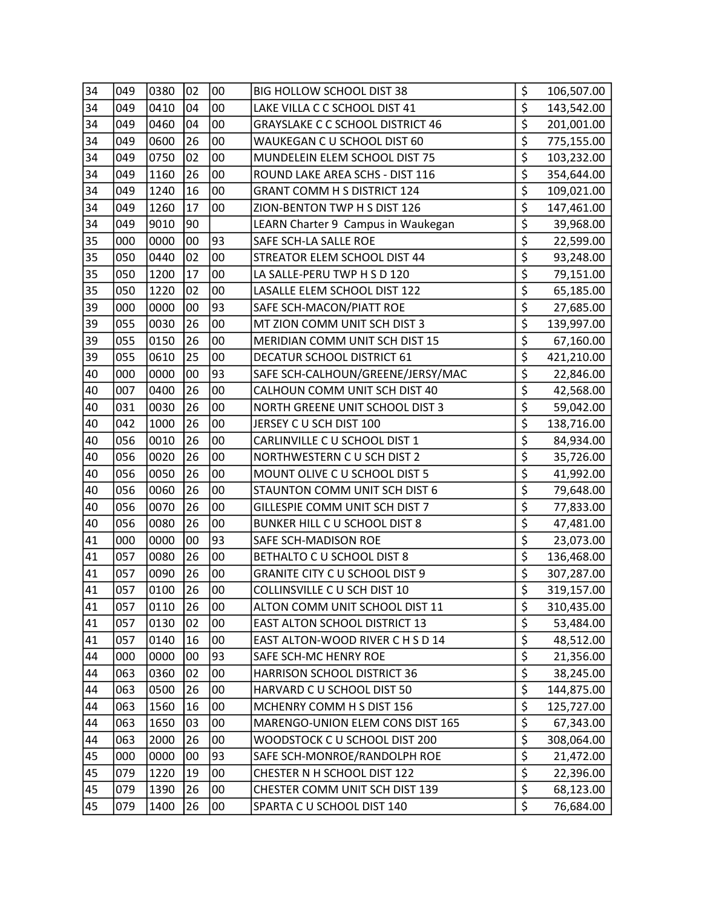| | | | | | | | |
|---|---|---|---|---|---|---|---|
| 34 | 049 | 0380 | 02 | 00 | BIG HOLLOW SCHOOL DIST 38 | $ | 106,507.00 |
| 34 | 049 | 0410 | 04 | 00 | LAKE VILLA C C SCHOOL DIST 41 | $ | 143,542.00 |
| 34 | 049 | 0460 | 04 | 00 | GRAYSLAKE C C SCHOOL DISTRICT 46 | $ | 201,001.00 |
| 34 | 049 | 0600 | 26 | 00 | WAUKEGAN C U SCHOOL DIST 60 | $ | 775,155.00 |
| 34 | 049 | 0750 | 02 | 00 | MUNDELEIN ELEM SCHOOL DIST 75 | $ | 103,232.00 |
| 34 | 049 | 1160 | 26 | 00 | ROUND LAKE AREA SCHS - DIST 116 | $ | 354,644.00 |
| 34 | 049 | 1240 | 16 | 00 | GRANT COMM H S DISTRICT 124 | $ | 109,021.00 |
| 34 | 049 | 1260 | 17 | 00 | ZION-BENTON TWP H S DIST 126 | $ | 147,461.00 |
| 34 | 049 | 9010 | 90 | | LEARN Charter 9 Campus in Waukegan | $ | 39,968.00 |
| 35 | 000 | 0000 | 00 | 93 | SAFE SCH-LA SALLE ROE | $ | 22,599.00 |
| 35 | 050 | 0440 | 02 | 00 | STREATOR ELEM SCHOOL DIST 44 | $ | 93,248.00 |
| 35 | 050 | 1200 | 17 | 00 | LA SALLE-PERU TWP H S D 120 | $ | 79,151.00 |
| 35 | 050 | 1220 | 02 | 00 | LASALLE ELEM SCHOOL DIST 122 | $ | 65,185.00 |
| 39 | 000 | 0000 | 00 | 93 | SAFE SCH-MACON/PIATT ROE | $ | 27,685.00 |
| 39 | 055 | 0030 | 26 | 00 | MT ZION COMM UNIT SCH DIST 3 | $ | 139,997.00 |
| 39 | 055 | 0150 | 26 | 00 | MERIDIAN COMM UNIT SCH DIST 15 | $ | 67,160.00 |
| 39 | 055 | 0610 | 25 | 00 | DECATUR SCHOOL DISTRICT 61 | $ | 421,210.00 |
| 40 | 000 | 0000 | 00 | 93 | SAFE SCH-CALHOUN/GREENE/JERSY/MAC | $ | 22,846.00 |
| 40 | 007 | 0400 | 26 | 00 | CALHOUN COMM UNIT SCH DIST 40 | $ | 42,568.00 |
| 40 | 031 | 0030 | 26 | 00 | NORTH GREENE UNIT SCHOOL DIST 3 | $ | 59,042.00 |
| 40 | 042 | 1000 | 26 | 00 | JERSEY C U SCH DIST 100 | $ | 138,716.00 |
| 40 | 056 | 0010 | 26 | 00 | CARLINVILLE C U SCHOOL DIST 1 | $ | 84,934.00 |
| 40 | 056 | 0020 | 26 | 00 | NORTHWESTERN C U SCH DIST 2 | $ | 35,726.00 |
| 40 | 056 | 0050 | 26 | 00 | MOUNT OLIVE C U SCHOOL DIST 5 | $ | 41,992.00 |
| 40 | 056 | 0060 | 26 | 00 | STAUNTON COMM UNIT SCH DIST 6 | $ | 79,648.00 |
| 40 | 056 | 0070 | 26 | 00 | GILLESPIE COMM UNIT SCH DIST 7 | $ | 77,833.00 |
| 40 | 056 | 0080 | 26 | 00 | BUNKER HILL C U SCHOOL DIST 8 | $ | 47,481.00 |
| 41 | 000 | 0000 | 00 | 93 | SAFE SCH-MADISON ROE | $ | 23,073.00 |
| 41 | 057 | 0080 | 26 | 00 | BETHALTO C U SCHOOL DIST 8 | $ | 136,468.00 |
| 41 | 057 | 0090 | 26 | 00 | GRANITE CITY C U SCHOOL DIST 9 | $ | 307,287.00 |
| 41 | 057 | 0100 | 26 | 00 | COLLINSVILLE C U SCH DIST 10 | $ | 319,157.00 |
| 41 | 057 | 0110 | 26 | 00 | ALTON COMM UNIT SCHOOL DIST 11 | $ | 310,435.00 |
| 41 | 057 | 0130 | 02 | 00 | EAST ALTON SCHOOL DISTRICT 13 | $ | 53,484.00 |
| 41 | 057 | 0140 | 16 | 00 | EAST ALTON-WOOD RIVER C H S D 14 | $ | 48,512.00 |
| 44 | 000 | 0000 | 00 | 93 | SAFE SCH-MC HENRY ROE | $ | 21,356.00 |
| 44 | 063 | 0360 | 02 | 00 | HARRISON SCHOOL DISTRICT 36 | $ | 38,245.00 |
| 44 | 063 | 0500 | 26 | 00 | HARVARD C U SCHOOL DIST 50 | $ | 144,875.00 |
| 44 | 063 | 1560 | 16 | 00 | MCHENRY COMM H S DIST 156 | $ | 125,727.00 |
| 44 | 063 | 1650 | 03 | 00 | MARENGO-UNION ELEM CONS DIST 165 | $ | 67,343.00 |
| 44 | 063 | 2000 | 26 | 00 | WOODSTOCK C U SCHOOL DIST 200 | $ | 308,064.00 |
| 45 | 000 | 0000 | 00 | 93 | SAFE SCH-MONROE/RANDOLPH ROE | $ | 21,472.00 |
| 45 | 079 | 1220 | 19 | 00 | CHESTER N H SCHOOL DIST 122 | $ | 22,396.00 |
| 45 | 079 | 1390 | 26 | 00 | CHESTER COMM UNIT SCH DIST 139 | $ | 68,123.00 |
| 45 | 079 | 1400 | 26 | 00 | SPARTA C U SCHOOL DIST 140 | $ | 76,684.00 |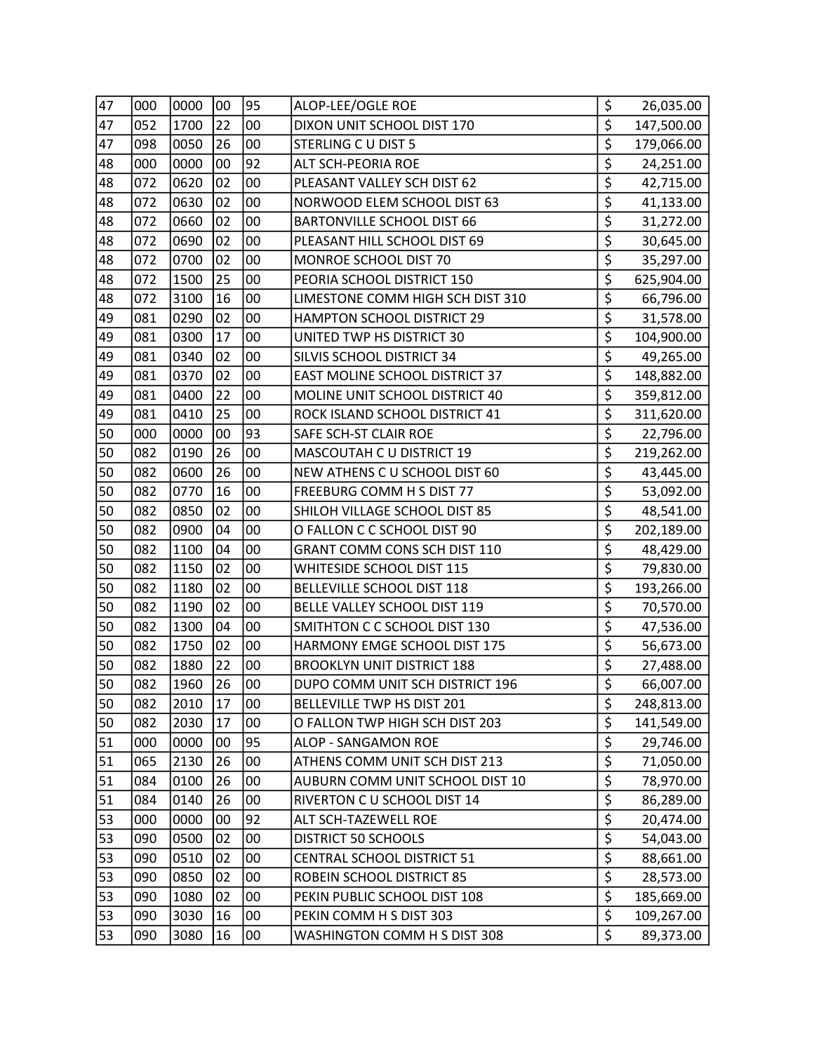| | | | | | | | |
|---|---|---|---|---|---|---|---|
| 47 | 000 | 0000 | 00 | 95 | ALOP-LEE/OGLE ROE | $ | 26,035.00 |
| 47 | 052 | 1700 | 22 | 00 | DIXON UNIT SCHOOL DIST 170 | $ | 147,500.00 |
| 47 | 098 | 0050 | 26 | 00 | STERLING C U DIST 5 | $ | 179,066.00 |
| 48 | 000 | 0000 | 00 | 92 | ALT SCH-PEORIA ROE | $ | 24,251.00 |
| 48 | 072 | 0620 | 02 | 00 | PLEASANT VALLEY SCH DIST 62 | $ | 42,715.00 |
| 48 | 072 | 0630 | 02 | 00 | NORWOOD ELEM SCHOOL DIST 63 | $ | 41,133.00 |
| 48 | 072 | 0660 | 02 | 00 | BARTONVILLE SCHOOL DIST 66 | $ | 31,272.00 |
| 48 | 072 | 0690 | 02 | 00 | PLEASANT HILL SCHOOL DIST 69 | $ | 30,645.00 |
| 48 | 072 | 0700 | 02 | 00 | MONROE SCHOOL DIST 70 | $ | 35,297.00 |
| 48 | 072 | 1500 | 25 | 00 | PEORIA SCHOOL DISTRICT 150 | $ | 625,904.00 |
| 48 | 072 | 3100 | 16 | 00 | LIMESTONE COMM HIGH SCH DIST 310 | $ | 66,796.00 |
| 49 | 081 | 0290 | 02 | 00 | HAMPTON SCHOOL DISTRICT 29 | $ | 31,578.00 |
| 49 | 081 | 0300 | 17 | 00 | UNITED TWP HS DISTRICT 30 | $ | 104,900.00 |
| 49 | 081 | 0340 | 02 | 00 | SILVIS SCHOOL DISTRICT 34 | $ | 49,265.00 |
| 49 | 081 | 0370 | 02 | 00 | EAST MOLINE SCHOOL DISTRICT 37 | $ | 148,882.00 |
| 49 | 081 | 0400 | 22 | 00 | MOLINE UNIT SCHOOL DISTRICT 40 | $ | 359,812.00 |
| 49 | 081 | 0410 | 25 | 00 | ROCK ISLAND SCHOOL DISTRICT 41 | $ | 311,620.00 |
| 50 | 000 | 0000 | 00 | 93 | SAFE SCH-ST CLAIR ROE | $ | 22,796.00 |
| 50 | 082 | 0190 | 26 | 00 | MASCOUTAH C U DISTRICT 19 | $ | 219,262.00 |
| 50 | 082 | 0600 | 26 | 00 | NEW ATHENS C U SCHOOL DIST 60 | $ | 43,445.00 |
| 50 | 082 | 0770 | 16 | 00 | FREEBURG COMM H S DIST 77 | $ | 53,092.00 |
| 50 | 082 | 0850 | 02 | 00 | SHILOH VILLAGE SCHOOL DIST 85 | $ | 48,541.00 |
| 50 | 082 | 0900 | 04 | 00 | O FALLON C C SCHOOL DIST 90 | $ | 202,189.00 |
| 50 | 082 | 1100 | 04 | 00 | GRANT COMM CONS SCH DIST 110 | $ | 48,429.00 |
| 50 | 082 | 1150 | 02 | 00 | WHITESIDE SCHOOL DIST 115 | $ | 79,830.00 |
| 50 | 082 | 1180 | 02 | 00 | BELLEVILLE SCHOOL DIST 118 | $ | 193,266.00 |
| 50 | 082 | 1190 | 02 | 00 | BELLE VALLEY SCHOOL DIST 119 | $ | 70,570.00 |
| 50 | 082 | 1300 | 04 | 00 | SMITHTON C C SCHOOL DIST 130 | $ | 47,536.00 |
| 50 | 082 | 1750 | 02 | 00 | HARMONY EMGE SCHOOL DIST 175 | $ | 56,673.00 |
| 50 | 082 | 1880 | 22 | 00 | BROOKLYN UNIT DISTRICT 188 | $ | 27,488.00 |
| 50 | 082 | 1960 | 26 | 00 | DUPO COMM UNIT SCH DISTRICT 196 | $ | 66,007.00 |
| 50 | 082 | 2010 | 17 | 00 | BELLEVILLE TWP HS DIST 201 | $ | 248,813.00 |
| 50 | 082 | 2030 | 17 | 00 | O FALLON TWP HIGH SCH DIST 203 | $ | 141,549.00 |
| 51 | 000 | 0000 | 00 | 95 | ALOP - SANGAMON ROE | $ | 29,746.00 |
| 51 | 065 | 2130 | 26 | 00 | ATHENS COMM UNIT SCH DIST 213 | $ | 71,050.00 |
| 51 | 084 | 0100 | 26 | 00 | AUBURN COMM UNIT SCHOOL DIST 10 | $ | 78,970.00 |
| 51 | 084 | 0140 | 26 | 00 | RIVERTON C U SCHOOL DIST 14 | $ | 86,289.00 |
| 53 | 000 | 0000 | 00 | 92 | ALT SCH-TAZEWELL ROE | $ | 20,474.00 |
| 53 | 090 | 0500 | 02 | 00 | DISTRICT 50 SCHOOLS | $ | 54,043.00 |
| 53 | 090 | 0510 | 02 | 00 | CENTRAL SCHOOL DISTRICT 51 | $ | 88,661.00 |
| 53 | 090 | 0850 | 02 | 00 | ROBEIN SCHOOL DISTRICT 85 | $ | 28,573.00 |
| 53 | 090 | 1080 | 02 | 00 | PEKIN PUBLIC SCHOOL DIST 108 | $ | 185,669.00 |
| 53 | 090 | 3030 | 16 | 00 | PEKIN COMM H S DIST 303 | $ | 109,267.00 |
| 53 | 090 | 3080 | 16 | 00 | WASHINGTON COMM H S DIST 308 | $ | 89,373.00 |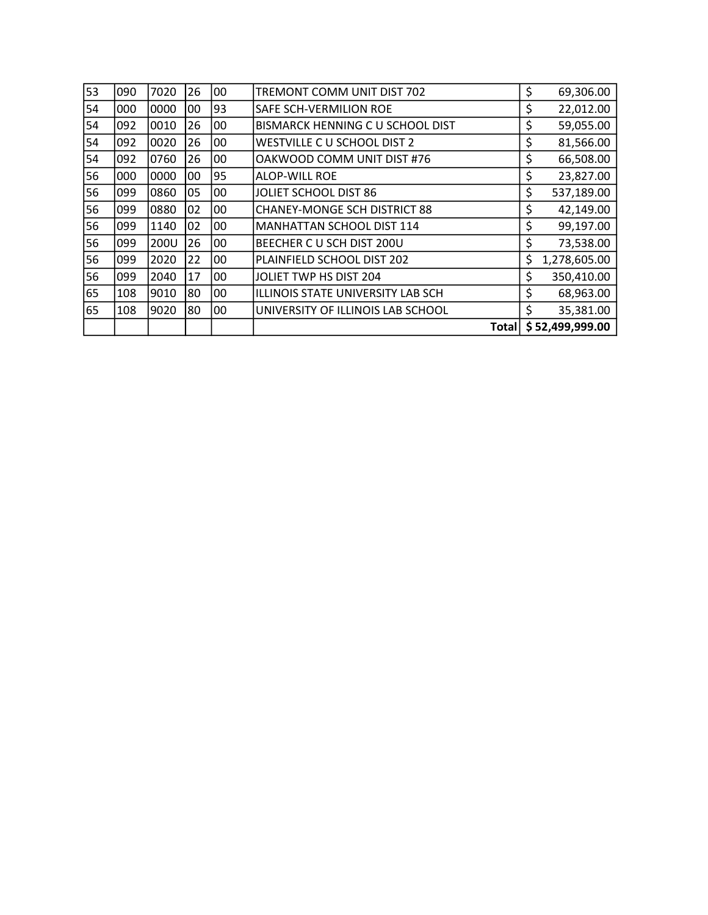| | | | | | | |
|---|---|---|---|---|---|---|
| 53 | 090 | 7020 | 26 | 00 | TREMONT COMM UNIT DIST 702 | $ 69,306.00 |
| 54 | 000 | 0000 | 00 | 93 | SAFE SCH-VERMILION ROE | $ 22,012.00 |
| 54 | 092 | 0010 | 26 | 00 | BISMARCK HENNING C U SCHOOL DIST | $ 59,055.00 |
| 54 | 092 | 0020 | 26 | 00 | WESTVILLE C U SCHOOL DIST 2 | $ 81,566.00 |
| 54 | 092 | 0760 | 26 | 00 | OAKWOOD COMM UNIT DIST #76 | $ 66,508.00 |
| 56 | 000 | 0000 | 00 | 95 | ALOP-WILL ROE | $ 23,827.00 |
| 56 | 099 | 0860 | 05 | 00 | JOLIET SCHOOL DIST 86 | $ 537,189.00 |
| 56 | 099 | 0880 | 02 | 00 | CHANEY-MONGE SCH DISTRICT 88 | $ 42,149.00 |
| 56 | 099 | 1140 | 02 | 00 | MANHATTAN SCHOOL DIST 114 | $ 99,197.00 |
| 56 | 099 | 200U | 26 | 00 | BEECHER C U SCH DIST 200U | $ 73,538.00 |
| 56 | 099 | 2020 | 22 | 00 | PLAINFIELD SCHOOL DIST 202 | $ 1,278,605.00 |
| 56 | 099 | 2040 | 17 | 00 | JOLIET TWP HS DIST 204 | $ 350,410.00 |
| 65 | 108 | 9010 | 80 | 00 | ILLINOIS STATE UNIVERSITY LAB SCH | $ 68,963.00 |
| 65 | 108 | 9020 | 80 | 00 | UNIVERSITY OF ILLINOIS LAB SCHOOL | $ 35,381.00 |
| | | | | | **Total** | **$ 52,499,999.00** |